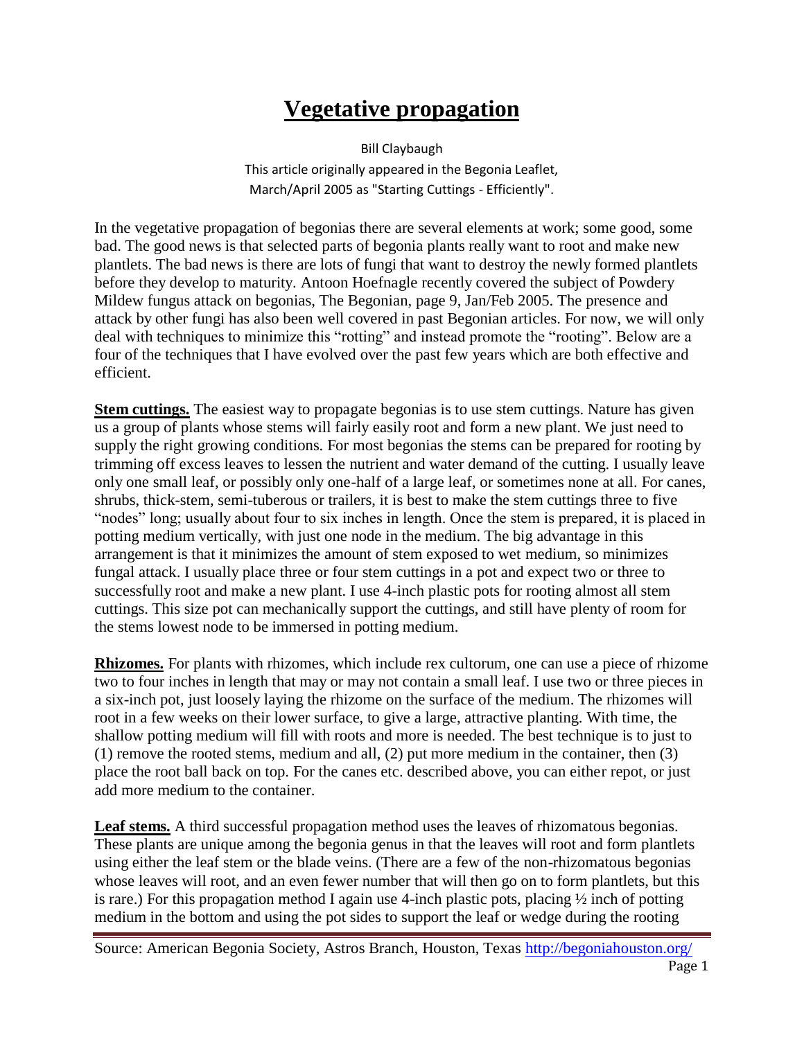# Vegetative propagation

Bill Claybaugh

This article originally appeared in the Begonia Leaflet, March/April 2005 as "Starting Cuttings - Efficiently".

In the vegetative propagation of begonias there are several elements at work; some good, some bad. The good news is that selected parts of begonia plants really want to root and make new plantlets. The bad news is there are lots of fungi that want to destroy the newly formed plantlets before they develop to maturity. Antoon Hoefnagle recently covered the subject of Powdery Mildew fungus attack on begonias, The Begonian, page 9, Jan/Feb 2005. The presence and attack by other fungi has also been well covered in past Begonian articles. For now, we will only deal with techniques to minimize this "rotting" and instead promote the "rooting". Below are a four of the techniques that I have evolved over the past few years which are both effective and efficient.

**Stem cuttings.** The easiest way to propagate begonias is to use stem cuttings. Nature has given us a group of plants whose stems will fairly easily root and form a new plant. We just need to supply the right growing conditions. For most begonias the stems can be prepared for rooting by trimming off excess leaves to lessen the nutrient and water demand of the cutting. I usually leave only one small leaf, or possibly only one-half of a large leaf, or sometimes none at all. For canes, shrubs, thick-stem, semi-tuberous or trailers, it is best to make the stem cuttings three to five "nodes" long; usually about four to six inches in length. Once the stem is prepared, it is placed in potting medium vertically, with just one node in the medium. The big advantage in this arrangement is that it minimizes the amount of stem exposed to wet medium, so minimizes fungal attack. I usually place three or four stem cuttings in a pot and expect two or three to successfully root and make a new plant. I use 4-inch plastic pots for rooting almost all stem cuttings. This size pot can mechanically support the cuttings, and still have plenty of room for the stems lowest node to be immersed in potting medium.

**Rhizomes.** For plants with rhizomes, which include rex cultorum, one can use a piece of rhizome two to four inches in length that may or may not contain a small leaf. I use two or three pieces in a six-inch pot, just loosely laying the rhizome on the surface of the medium. The rhizomes will root in a few weeks on their lower surface, to give a large, attractive planting. With time, the shallow potting medium will fill with roots and more is needed. The best technique is to just to (1) remove the rooted stems, medium and all, (2) put more medium in the container, then (3) place the root ball back on top. For the canes etc. described above, you can either repot, or just add more medium to the container.

**Leaf stems.** A third successful propagation method uses the leaves of rhizomatous begonias. These plants are unique among the begonia genus in that the leaves will root and form plantlets using either the leaf stem or the blade veins. (There are a few of the non-rhizomatous begonias whose leaves will root, and an even fewer number that will then go on to form plantlets, but this is rare.) For this propagation method I again use 4-inch plastic pots, placing ½ inch of potting medium in the bottom and using the pot sides to support the leaf or wedge during the rooting

Source: American Begonia Society, Astros Branch, Houston, Texas http://begoniahouston.org/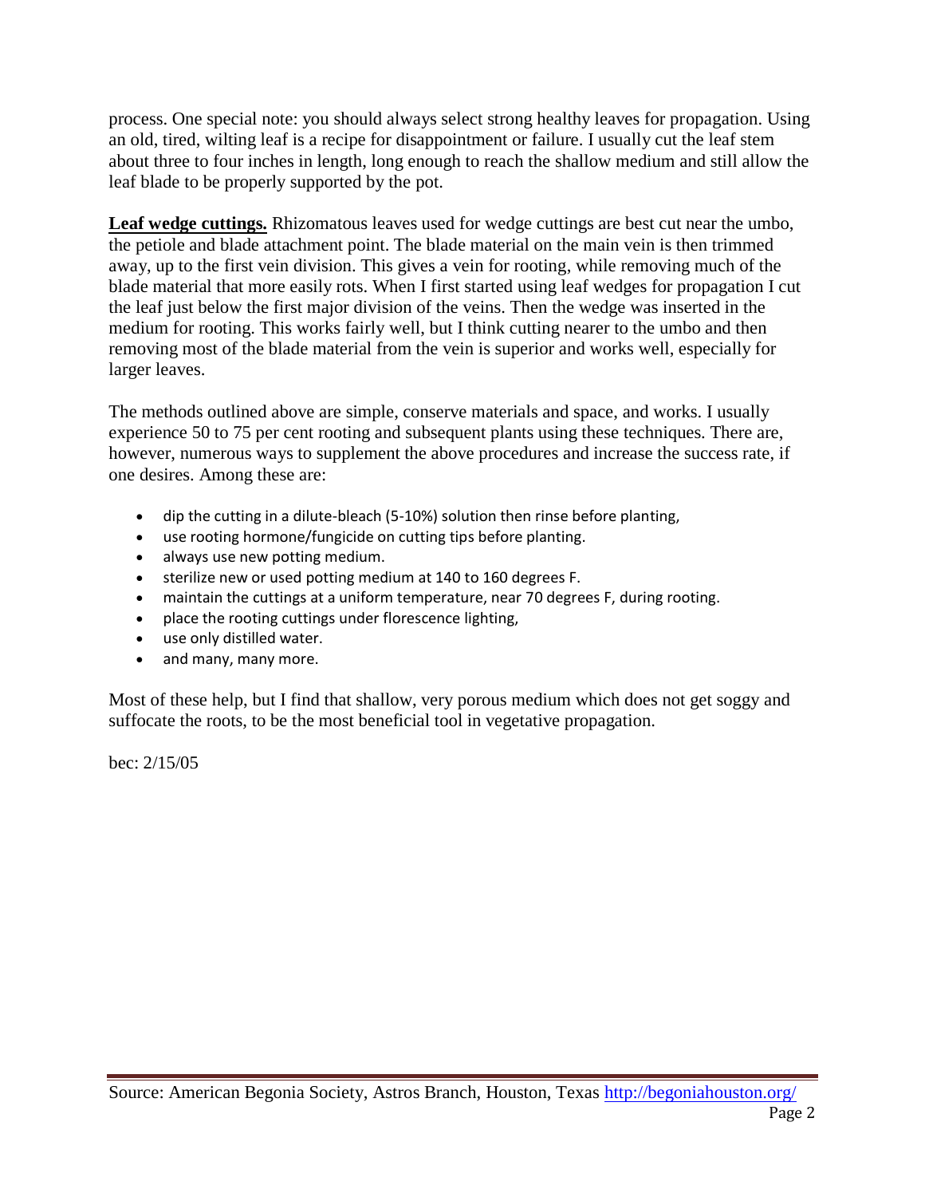process. One special note: you should always select strong healthy leaves for propagation. Using an old, tired, wilting leaf is a recipe for disappointment or failure. I usually cut the leaf stem about three to four inches in length, long enough to reach the shallow medium and still allow the leaf blade to be properly supported by the pot.

**Leaf wedge cuttings.** Rhizomatous leaves used for wedge cuttings are best cut near the umbo, the petiole and blade attachment point. The blade material on the main vein is then trimmed away, up to the first vein division. This gives a vein for rooting, while removing much of the blade material that more easily rots. When I first started using leaf wedges for propagation I cut the leaf just below the first major division of the veins. Then the wedge was inserted in the medium for rooting. This works fairly well, but I think cutting nearer to the umbo and then removing most of the blade material from the vein is superior and works well, especially for larger leaves.

The methods outlined above are simple, conserve materials and space, and works. I usually experience 50 to 75 per cent rooting and subsequent plants using these techniques. There are, however, numerous ways to supplement the above procedures and increase the success rate, if one desires. Among these are:

- dip the cutting in a dilute-bleach (5-10%) solution then rinse before planting,
- use rooting hormone/fungicide on cutting tips before planting.
- always use new potting medium.
- sterilize new or used potting medium at 140 to 160 degrees F.
- maintain the cuttings at a uniform temperature, near 70 degrees F, during rooting.
- place the rooting cuttings under florescence lighting,
- use only distilled water.
- and many, many more.

Most of these help, but I find that shallow, very porous medium which does not get soggy and suffocate the roots, to be the most beneficial tool in vegetative propagation.

bec: 2/15/05

Source: American Begonia Society, Astros Branch, Houston, Texas http://begoniahouston.org/